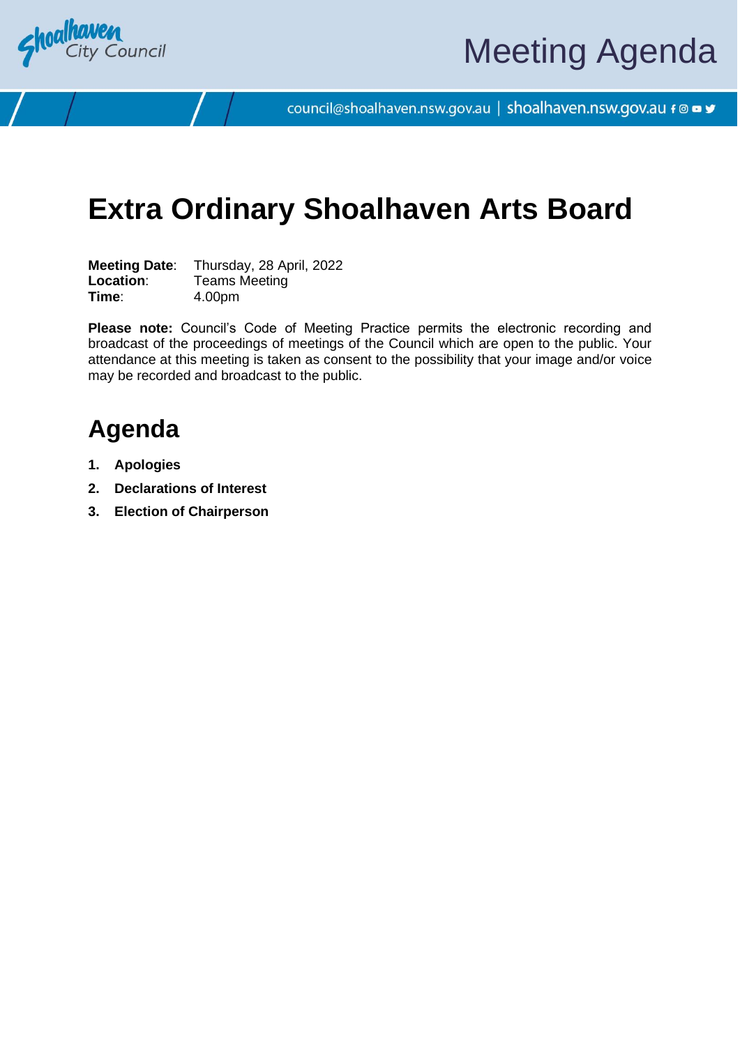Meeting Agenda

council@shoalhaven.nsw.gov.au | shoalhaven.nsw.gov.au

# Extra Ordinary Shoalhaven Arts Board

**Meeting Date**: Thursday, 28 April, 2022
**Location**: Teams Meeting
**Time**: 4.00pm

**Please note:** Council's Code of Meeting Practice permits the electronic recording and broadcast of the proceedings of meetings of the Council which are open to the public. Your attendance at this meeting is taken as consent to the possibility that your image and/or voice may be recorded and broadcast to the public.

## Agenda

1. **Apologies**
2. **Declarations of Interest**
3. **Election of Chairperson**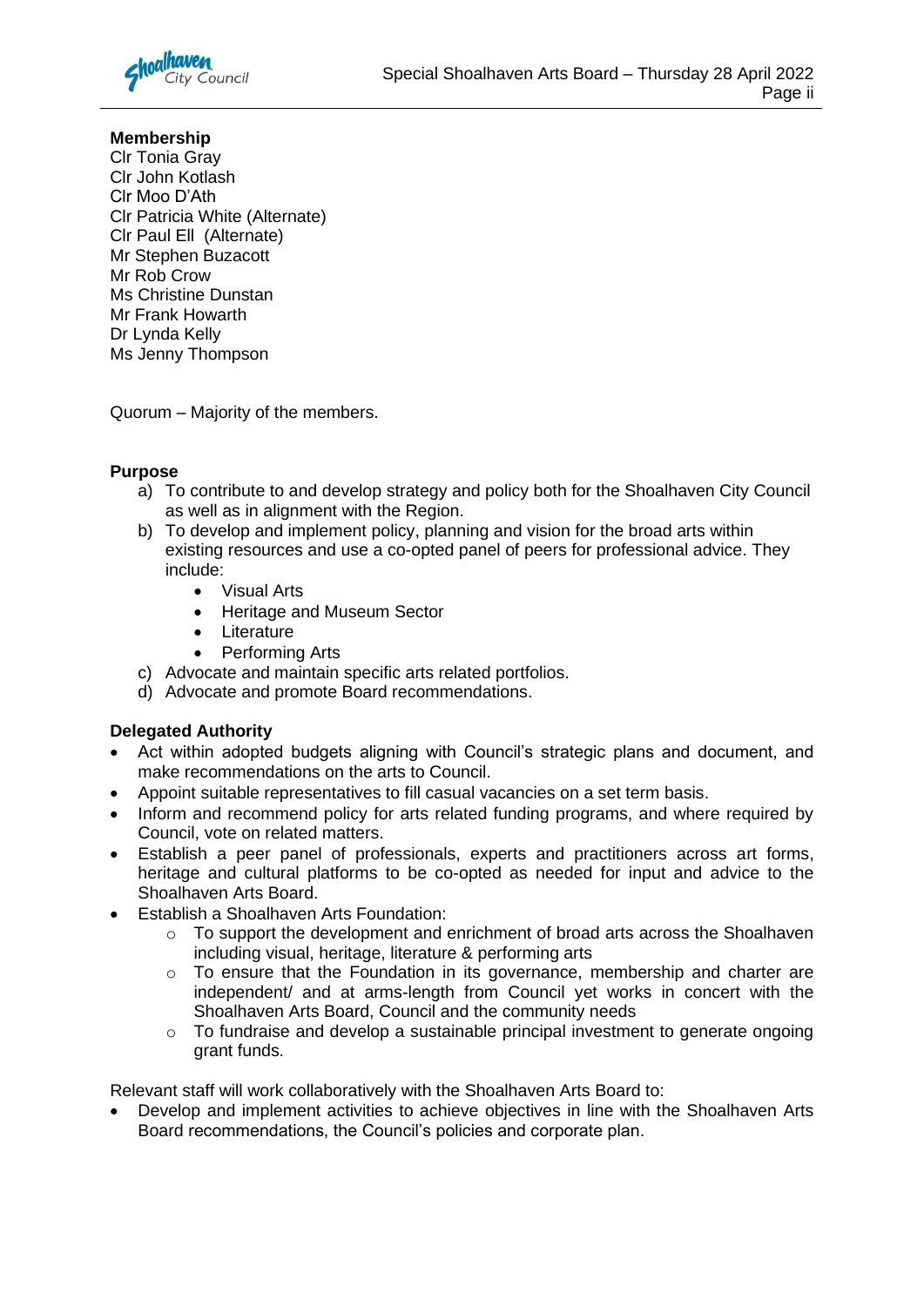**Membership**
Clr Tonia Gray
Clr John Kotlash
Clr Moo D'Ath
Clr Patricia White (Alternate)
Clr Paul Ell (Alternate)
Mr Stephen Buzacott
Mr Rob Crow
Ms Christine Dunstan
Mr Frank Howarth
Dr Lynda Kelly
Ms Jenny Thompson

Quorum – Majority of the members.

**Purpose**

a) To contribute to and develop strategy and policy both for the Shoalhaven City Council as well as in alignment with the Region.
b) To develop and implement policy, planning and vision for the broad arts within existing resources and use a co-opted panel of peers for professional advice. They include:
    - Visual Arts
    - Heritage and Museum Sector
    - Literature
    - Performing Arts
c) Advocate and maintain specific arts related portfolios.
d) Advocate and promote Board recommendations.

**Delegated Authority**

- Act within adopted budgets aligning with Council's strategic plans and document, and make recommendations on the arts to Council.
- Appoint suitable representatives to fill casual vacancies on a set term basis.
- Inform and recommend policy for arts related funding programs, and where required by Council, vote on related matters.
- Establish a peer panel of professionals, experts and practitioners across art forms, heritage and cultural platforms to be co-opted as needed for input and advice to the Shoalhaven Arts Board.
- Establish a Shoalhaven Arts Foundation:
    - To support the development and enrichment of broad arts across the Shoalhaven including visual, heritage, literature & performing arts
    - To ensure that the Foundation in its governance, membership and charter are independent/ and at arms-length from Council yet works in concert with the Shoalhaven Arts Board, Council and the community needs
    - To fundraise and develop a sustainable principal investment to generate ongoing grant funds.

Relevant staff will work collaboratively with the Shoalhaven Arts Board to:

- Develop and implement activities to achieve objectives in line with the Shoalhaven Arts Board recommendations, the Council's policies and corporate plan.